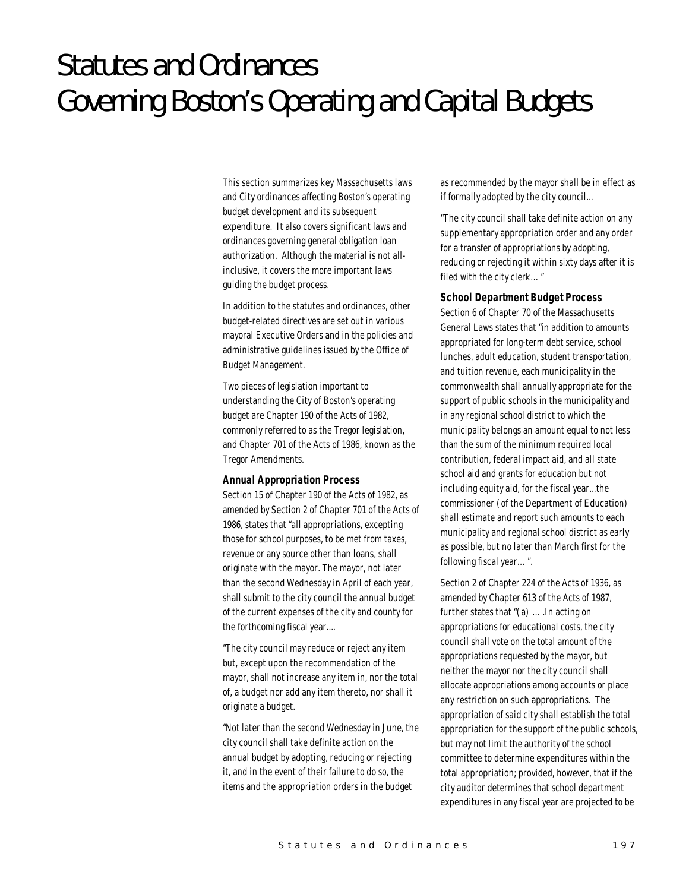# Statutes and Ordinances Governing Boston's Operating and Capital Budgets

This section summarizes key Massachusetts laws and City ordinances affecting Boston's operating budget development and its subsequent expenditure. It also covers significant laws and ordinances governing general obligation loan authorization. Although the material is not all-inclusive, it covers the more important laws guiding the budget process.

In addition to the statutes and ordinances, other budget-related directives are set out in various mayoral Executive Orders and in the policies and administrative guidelines issued by the Office of Budget Management.

Two pieces of legislation important to understanding the City of Boston's operating budget are Chapter 190 of the Acts of 1982, commonly referred to as the Tregor legislation, and Chapter 701 of the Acts of 1986, known as the Tregor Amendments.

### Annual Appropriation Process

Section 15 of Chapter 190 of the Acts of 1982, as amended by Section 2 of Chapter 701 of the Acts of 1986, states that "all appropriations, excepting those for school purposes, to be met from taxes, revenue or any source other than loans, shall originate with the mayor. The mayor, not later than the second Wednesday in April of each year, shall submit to the city council the annual budget of the current expenses of the city and county for the forthcoming fiscal year....

"The city council may reduce or reject any item but, except upon the recommendation of the mayor, shall not increase any item in, nor the total of, a budget nor add any item thereto, nor shall it originate a budget.

"Not later than the second Wednesday in June, the city council shall take definite action on the annual budget by adopting, reducing or rejecting it, and in the event of their failure to do so, the items and the appropriation orders in the budget as recommended by the mayor shall be in effect as if formally adopted by the city council...

"The city council shall take definite action on any supplementary appropriation order and any order for a transfer of appropriations by adopting, reducing or rejecting it within sixty days after it is filed with the city clerk… "

### School Department Budget Process

Section 6 of Chapter 70 of the Massachusetts General Laws states that "in addition to amounts appropriated for long-term debt service, school lunches, adult education, student transportation, and tuition revenue, each municipality in the commonwealth shall annually appropriate for the support of public schools in the municipality and in any regional school district to which the municipality belongs an amount equal to not less than the sum of the minimum required local contribution, federal impact aid, and all state school aid and grants for education but not including equity aid, for the fiscal year...the commissioner (of the Department of Education) shall estimate and report such amounts to each municipality and regional school district as early as possible, but no later than March first for the following fiscal year… ".

Section 2 of Chapter 224 of the Acts of 1936, as amended by Chapter 613 of the Acts of 1987, further states that "(a) … .In acting on appropriations for educational costs, the city council shall vote on the total amount of the appropriations requested by the mayor, but neither the mayor nor the city council shall allocate appropriations among accounts or place any restriction on such appropriations. The appropriation of said city shall establish the total appropriation for the support of the public schools, but may not limit the authority of the school committee to determine expenditures within the total appropriation; provided, however, that if the city auditor determines that school department expenditures in any fiscal year are projected to be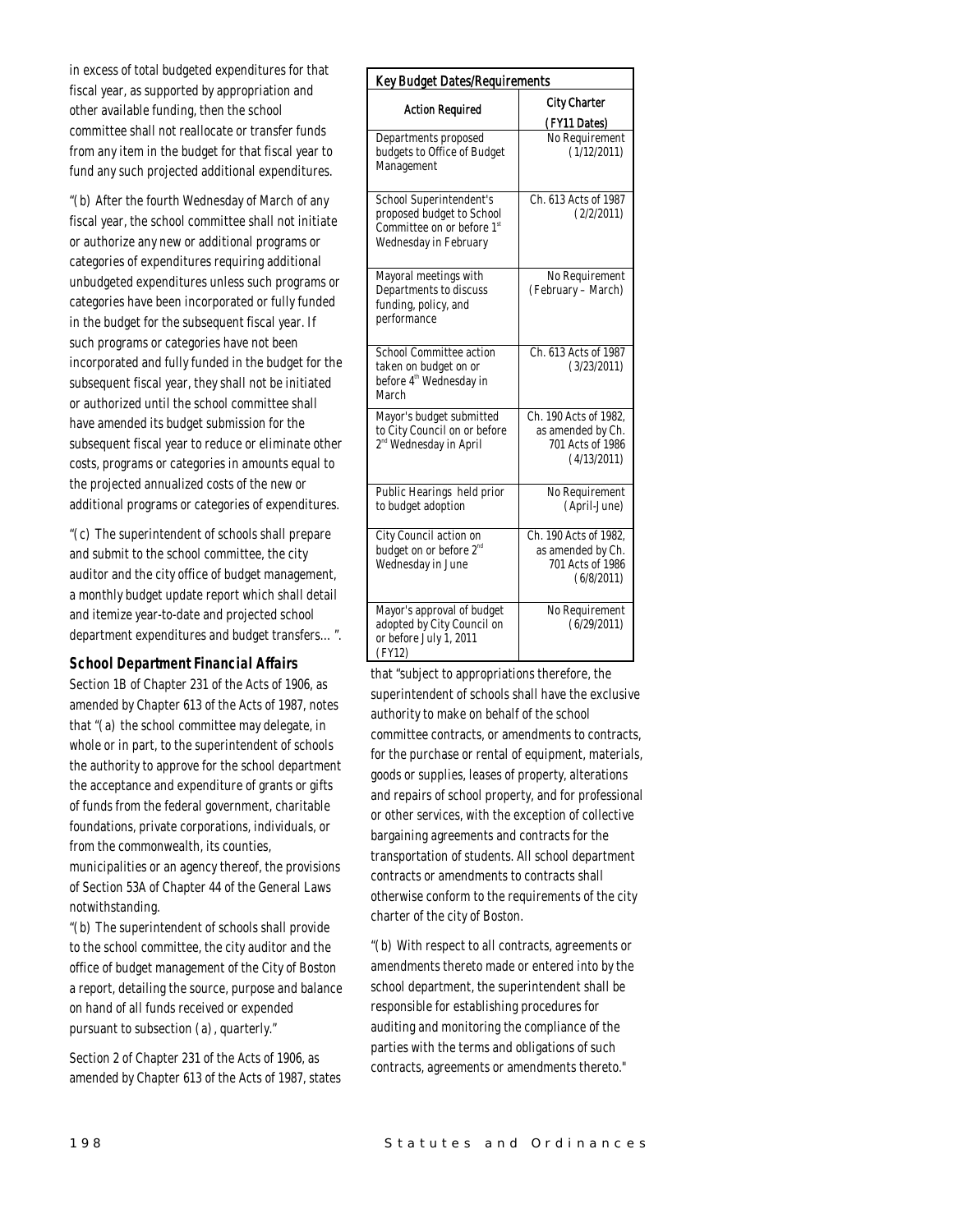in excess of total budgeted expenditures for that fiscal year, as supported by appropriation and other available funding, then the school committee shall not reallocate or transfer funds from any item in the budget for that fiscal year to fund any such projected additional expenditures.

"(b) After the fourth Wednesday of March of any fiscal year, the school committee shall not initiate or authorize any new or additional programs or categories of expenditures requiring additional unbudgeted expenditures unless such programs or categories have been incorporated or fully funded in the budget for the subsequent fiscal year. If such programs or categories have not been incorporated and fully funded in the budget for the subsequent fiscal year, they shall not be initiated or authorized until the school committee shall have amended its budget submission for the subsequent fiscal year to reduce or eliminate other costs, programs or categories in amounts equal to the projected annualized costs of the new or additional programs or categories of expenditures.

"(c) The superintendent of schools shall prepare and submit to the school committee, the city auditor and the city office of budget management, a monthly budget update report which shall detail and itemize year-to-date and projected school department expenditures and budget transfers… ".

### School Department Financial Affairs

Section 1B of Chapter 231 of the Acts of 1906, as amended by Chapter 613 of the Acts of 1987, notes that "(a) the school committee may delegate, in whole or in part, to the superintendent of schools the authority to approve for the school department the acceptance and expenditure of grants or gifts of funds from the federal government, charitable foundations, private corporations, individuals, or from the commonwealth, its counties, municipalities or an agency thereof, the provisions of Section 53A of Chapter 44 of the General Laws notwithstanding.

"(b) The superintendent of schools shall provide to the school committee, the city auditor and the office of budget management of the City of Boston a report, detailing the source, purpose and balance on hand of all funds received or expended pursuant to subsection (a), quarterly."

Section 2 of Chapter 231 of the Acts of 1906, as amended by Chapter 613 of the Acts of 1987, states that "subject to appropriations therefore, the superintendent of schools shall have the exclusive authority to make on behalf of the school committee contracts, or amendments to contracts, for the purchase or rental of equipment, materials, goods or supplies, leases of property, alterations and repairs of school property, and for professional or other services, with the exception of collective bargaining agreements and contracts for the transportation of students. All school department contracts or amendments to contracts shall otherwise conform to the requirements of the city charter of the city of Boston.

"(b) With respect to all contracts, agreements or amendments thereto made or entered into by the school department, the superintendent shall be responsible for establishing procedures for auditing and monitoring the compliance of the parties with the terms and obligations of such contracts, agreements or amendments thereto."

**Key Budget Dates/Requirements**

| Action Required | City Charter (FY11 Dates) |
|---|---|
| Departments proposed budgets to Office of Budget Management | No Requirement (1/12/2011) |
| School Superintendent's proposed budget to School Committee on or before 1st Wednesday in February | Ch. 613 Acts of 1987 (2/2/2011) |
| Mayoral meetings with Departments to discuss funding, policy, and performance | No Requirement (February – March) |
| School Committee action taken on budget on or before 4th Wednesday in March | Ch. 613 Acts of 1987 (3/23/2011) |
| Mayor's budget submitted to City Council on or before 2nd Wednesday in April | Ch. 190 Acts of 1982, as amended by Ch. 701 Acts of 1986 (4/13/2011) |
| Public Hearings held prior to budget adoption | No Requirement (April-June) |
| City Council action on budget on or before 2nd Wednesday in June | Ch. 190 Acts of 1982, as amended by Ch. 701 Acts of 1986 (6/8/2011) |
| Mayor's approval of budget adopted by City Council on or before July 1, 2011 (FY12) | No Requirement (6/29/2011) |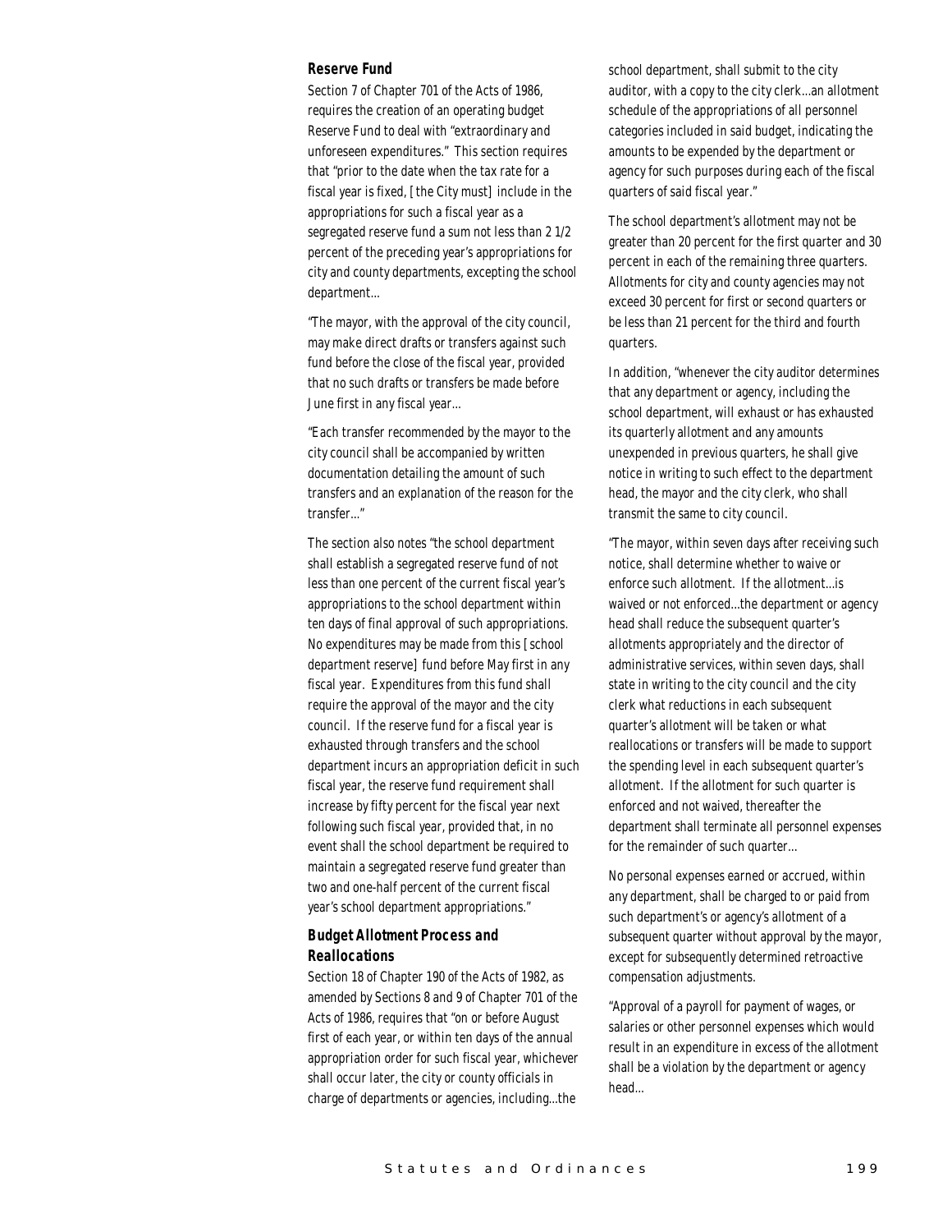### Reserve Fund

Section 7 of Chapter 701 of the Acts of 1986, requires the creation of an operating budget Reserve Fund to deal with "extraordinary and unforeseen expenditures." This section requires that "prior to the date when the tax rate for a fiscal year is fixed, [the City must] include in the appropriations for such a fiscal year as a segregated reserve fund a sum not less than 2 1/2 percent of the preceding year's appropriations for city and county departments, excepting the school department...

"The mayor, with the approval of the city council, may make direct drafts or transfers against such fund before the close of the fiscal year, provided that no such drafts or transfers be made before June first in any fiscal year...

"Each transfer recommended by the mayor to the city council shall be accompanied by written documentation detailing the amount of such transfers and an explanation of the reason for the transfer..."

The section also notes "the school department shall establish a segregated reserve fund of not less than one percent of the current fiscal year's appropriations to the school department within ten days of final approval of such appropriations. No expenditures may be made from this [school department reserve] fund before May first in any fiscal year. Expenditures from this fund shall require the approval of the mayor and the city council. If the reserve fund for a fiscal year is exhausted through transfers and the school department incurs an appropriation deficit in such fiscal year, the reserve fund requirement shall increase by fifty percent for the fiscal year next following such fiscal year, provided that, in no event shall the school department be required to maintain a segregated reserve fund greater than two and one-half percent of the current fiscal year's school department appropriations."

### Budget Allotment Process and Reallocations

Section 18 of Chapter 190 of the Acts of 1982, as amended by Sections 8 and 9 of Chapter 701 of the Acts of 1986, requires that "on or before August first of each year, or within ten days of the annual appropriation order for such fiscal year, whichever shall occur later, the city or county officials in charge of departments or agencies, including...the school department, shall submit to the city auditor, with a copy to the city clerk...an allotment schedule of the appropriations of all personnel categories included in said budget, indicating the amounts to be expended by the department or agency for such purposes during each of the fiscal quarters of said fiscal year."

The school department's allotment may not be greater than 20 percent for the first quarter and 30 percent in each of the remaining three quarters. Allotments for city and county agencies may not exceed 30 percent for first or second quarters or be less than 21 percent for the third and fourth quarters.

In addition, "whenever the city auditor determines that any department or agency, including the school department, will exhaust or has exhausted its quarterly allotment and any amounts unexpended in previous quarters, he shall give notice in writing to such effect to the department head, the mayor and the city clerk, who shall transmit the same to city council.

"The mayor, within seven days after receiving such notice, shall determine whether to waive or enforce such allotment. If the allotment...is waived or not enforced...the department or agency head shall reduce the subsequent quarter's allotments appropriately and the director of administrative services, within seven days, shall state in writing to the city council and the city clerk what reductions in each subsequent quarter's allotment will be taken or what reallocations or transfers will be made to support the spending level in each subsequent quarter's allotment. If the allotment for such quarter is enforced and not waived, thereafter the department shall terminate all personnel expenses for the remainder of such quarter...

No personal expenses earned or accrued, within any department, shall be charged to or paid from such department's or agency's allotment of a subsequent quarter without approval by the mayor, except for subsequently determined retroactive compensation adjustments.

"Approval of a payroll for payment of wages, or salaries or other personnel expenses which would result in an expenditure in excess of the allotment shall be a violation by the department or agency head...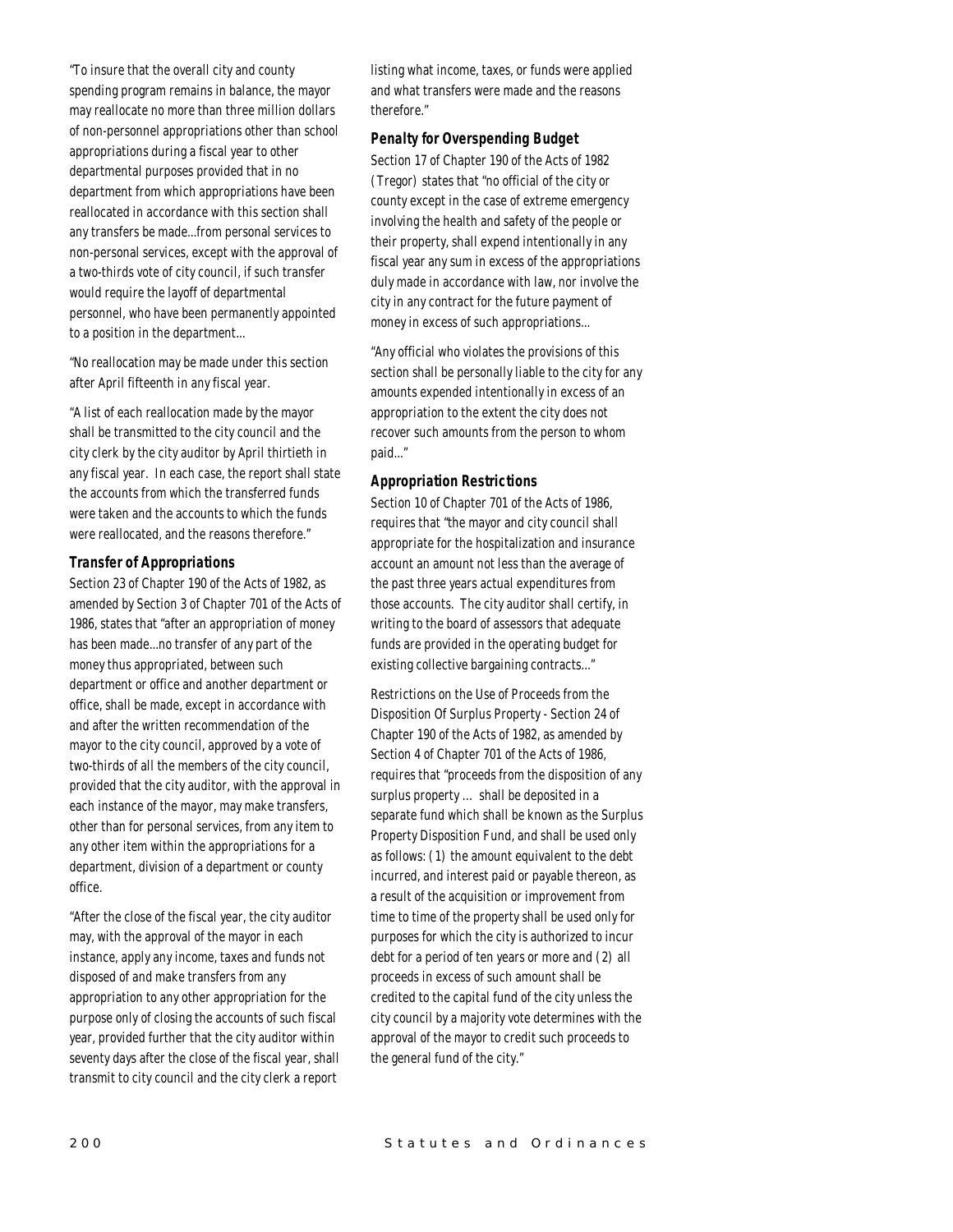"To insure that the overall city and county spending program remains in balance, the mayor may reallocate no more than three million dollars of non-personnel appropriations other than school appropriations during a fiscal year to other departmental purposes provided that in no department from which appropriations have been reallocated in accordance with this section shall any transfers be made...from personal services to non-personal services, except with the approval of a two-thirds vote of city council, if such transfer would require the layoff of departmental personnel, who have been permanently appointed to a position in the department...

"No reallocation may be made under this section after April fifteenth in any fiscal year.

"A list of each reallocation made by the mayor shall be transmitted to the city council and the city clerk by the city auditor by April thirtieth in any fiscal year. In each case, the report shall state the accounts from which the transferred funds were taken and the accounts to which the funds were reallocated, and the reasons therefore."

### Transfer of Appropriations

Section 23 of Chapter 190 of the Acts of 1982, as amended by Section 3 of Chapter 701 of the Acts of 1986, states that "after an appropriation of money has been made...no transfer of any part of the money thus appropriated, between such department or office and another department or office, shall be made, except in accordance with and after the written recommendation of the mayor to the city council, approved by a vote of two-thirds of all the members of the city council, provided that the city auditor, with the approval in each instance of the mayor, may make transfers, other than for personal services, from any item to any other item within the appropriations for a department, division of a department or county office.

"After the close of the fiscal year, the city auditor may, with the approval of the mayor in each instance, apply any income, taxes and funds not disposed of and make transfers from any appropriation to any other appropriation for the purpose only of closing the accounts of such fiscal year, provided further that the city auditor within seventy days after the close of the fiscal year, shall transmit to city council and the city clerk a report listing what income, taxes, or funds were applied and what transfers were made and the reasons therefore."

### Penalty for Overspending Budget

Section 17 of Chapter 190 of the Acts of 1982 (Tregor) states that "no official of the city or county except in the case of extreme emergency involving the health and safety of the people or their property, shall expend intentionally in any fiscal year any sum in excess of the appropriations duly made in accordance with law, nor involve the city in any contract for the future payment of money in excess of such appropriations...

"Any official who violates the provisions of this section shall be personally liable to the city for any amounts expended intentionally in excess of an appropriation to the extent the city does not recover such amounts from the person to whom paid..."

### Appropriation Restrictions

Section 10 of Chapter 701 of the Acts of 1986, requires that "the mayor and city council shall appropriate for the hospitalization and insurance account an amount not less than the average of the past three years actual expenditures from those accounts. The city auditor shall certify, in writing to the board of assessors that adequate funds are provided in the operating budget for existing collective bargaining contracts..."

Restrictions on the Use of Proceeds from the Disposition Of Surplus Property - Section 24 of Chapter 190 of the Acts of 1982, as amended by Section 4 of Chapter 701 of the Acts of 1986, requires that "proceeds from the disposition of any surplus property ... shall be deposited in a separate fund which shall be known as the Surplus Property Disposition Fund, and shall be used only as follows: (1) the amount equivalent to the debt incurred, and interest paid or payable thereon, as a result of the acquisition or improvement from time to time of the property shall be used only for purposes for which the city is authorized to incur debt for a period of ten years or more and (2) all proceeds in excess of such amount shall be credited to the capital fund of the city unless the city council by a majority vote determines with the approval of the mayor to credit such proceeds to the general fund of the city."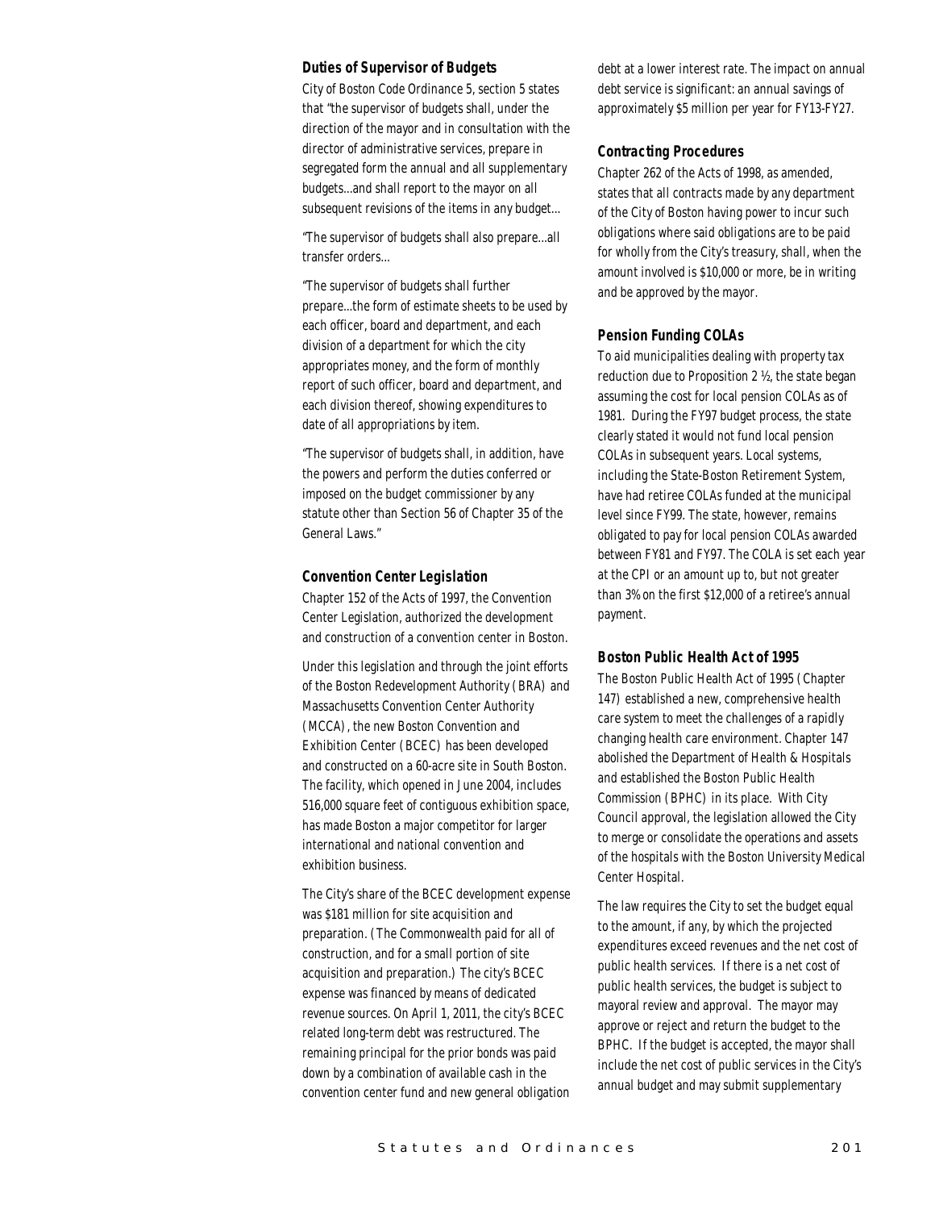### Duties of Supervisor of Budgets

City of Boston Code Ordinance 5, section 5 states that "the supervisor of budgets shall, under the direction of the mayor and in consultation with the director of administrative services, prepare in segregated form the annual and all supplementary budgets...and shall report to the mayor on all subsequent revisions of the items in any budget...

"The supervisor of budgets shall also prepare...all transfer orders...

"The supervisor of budgets shall further prepare...the form of estimate sheets to be used by each officer, board and department, and each division of a department for which the city appropriates money, and the form of monthly report of such officer, board and department, and each division thereof, showing expenditures to date of all appropriations by item.

"The supervisor of budgets shall, in addition, have the powers and perform the duties conferred or imposed on the budget commissioner by any statute other than Section 56 of Chapter 35 of the General Laws."

### Convention Center Legislation

Chapter 152 of the Acts of 1997, the Convention Center Legislation, authorized the development and construction of a convention center in Boston.

Under this legislation and through the joint efforts of the Boston Redevelopment Authority (BRA) and Massachusetts Convention Center Authority (MCCA), the new Boston Convention and Exhibition Center (BCEC) has been developed and constructed on a 60-acre site in South Boston. The facility, which opened in June 2004, includes 516,000 square feet of contiguous exhibition space, has made Boston a major competitor for larger international and national convention and exhibition business.

The City's share of the BCEC development expense was $181 million for site acquisition and preparation. (The Commonwealth paid for all of construction, and for a small portion of site acquisition and preparation.) The city's BCEC expense was financed by means of dedicated revenue sources. On April 1, 2011, the city's BCEC related long-term debt was restructured. The remaining principal for the prior bonds was paid down by a combination of available cash in the convention center fund and new general obligation debt at a lower interest rate. The impact on annual debt service is significant: an annual savings of approximately $5 million per year for FY13-FY27.

### Contracting Procedures

Chapter 262 of the Acts of 1998, as amended, states that all contracts made by any department of the City of Boston having power to incur such obligations where said obligations are to be paid for wholly from the City's treasury, shall, when the amount involved is $10,000 or more, be in writing and be approved by the mayor.

### Pension Funding COLAs

To aid municipalities dealing with property tax reduction due to Proposition 2 ½, the state began assuming the cost for local pension COLAs as of 1981. During the FY97 budget process, the state clearly stated it would not fund local pension COLAs in subsequent years. Local systems, including the State-Boston Retirement System, have had retiree COLAs funded at the municipal level since FY99. The state, however, remains obligated to pay for local pension COLAs awarded between FY81 and FY97. The COLA is set each year at the CPI or an amount up to, but not greater than 3% on the first $12,000 of a retiree's annual payment.

### Boston Public Health Act of 1995

The Boston Public Health Act of 1995 (Chapter 147) established a new, comprehensive health care system to meet the challenges of a rapidly changing health care environment. Chapter 147 abolished the Department of Health & Hospitals and established the Boston Public Health Commission (BPHC) in its place. With City Council approval, the legislation allowed the City to merge or consolidate the operations and assets of the hospitals with the Boston University Medical Center Hospital.

The law requires the City to set the budget equal to the amount, if any, by which the projected expenditures exceed revenues and the net cost of public health services. If there is a net cost of public health services, the budget is subject to mayoral review and approval. The mayor may approve or reject and return the budget to the BPHC. If the budget is accepted, the mayor shall include the net cost of public services in the City's annual budget and may submit supplementary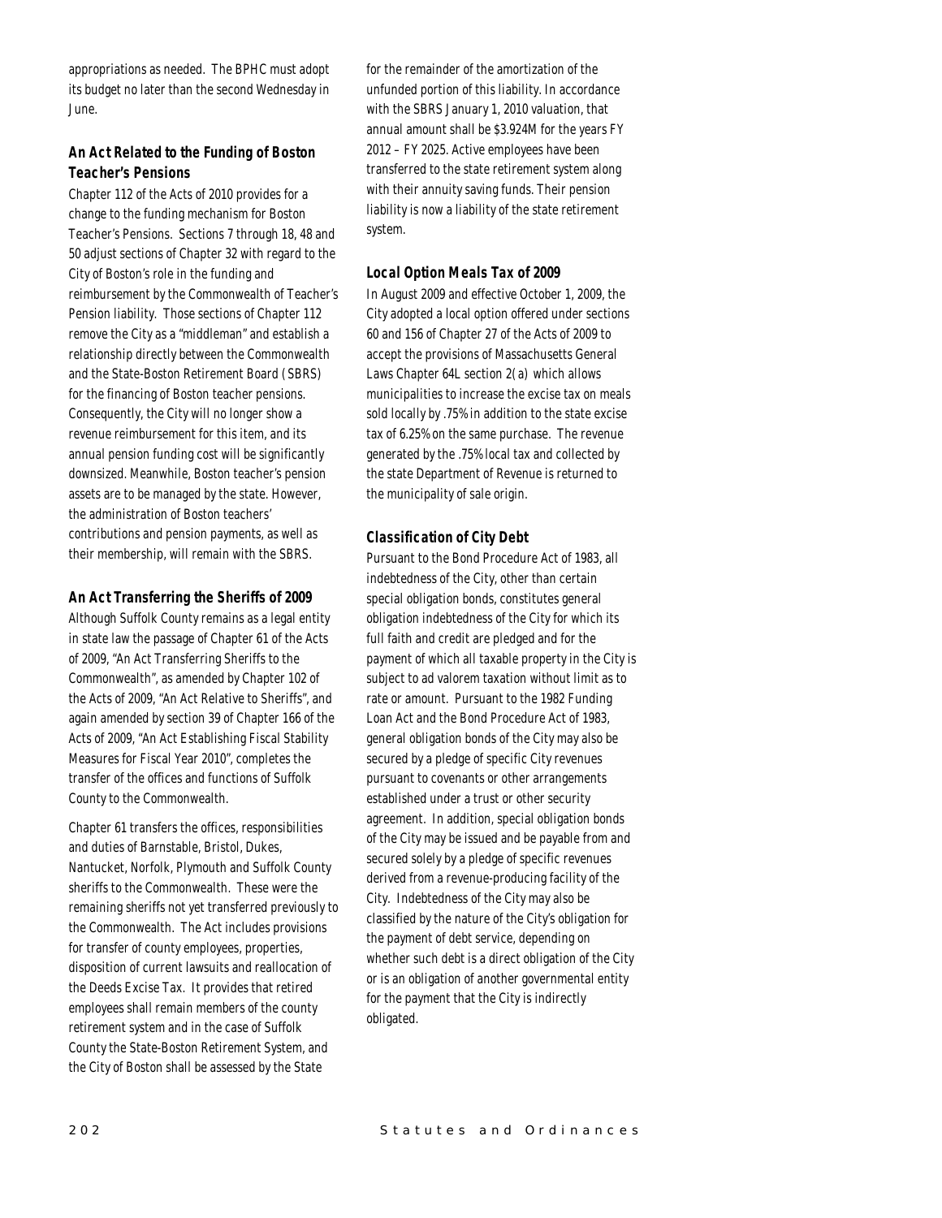appropriations as needed. The BPHC must adopt its budget no later than the second Wednesday in June.

### An Act Related to the Funding of Boston Teacher's Pensions

Chapter 112 of the Acts of 2010 provides for a change to the funding mechanism for Boston Teacher's Pensions. Sections 7 through 18, 48 and 50 adjust sections of Chapter 32 with regard to the City of Boston's role in the funding and reimbursement by the Commonwealth of Teacher's Pension liability. Those sections of Chapter 112 remove the City as a "middleman" and establish a relationship directly between the Commonwealth and the State-Boston Retirement Board (SBRS) for the financing of Boston teacher pensions. Consequently, the City will no longer show a revenue reimbursement for this item, and its annual pension funding cost will be significantly downsized. Meanwhile, Boston teacher's pension assets are to be managed by the state. However, the administration of Boston teachers' contributions and pension payments, as well as their membership, will remain with the SBRS.

### An Act Transferring the Sheriffs of 2009

Although Suffolk County remains as a legal entity in state law the passage of Chapter 61 of the Acts of 2009, "An Act Transferring Sheriffs to the Commonwealth", as amended by Chapter 102 of the Acts of 2009, "An Act Relative to Sheriffs", and again amended by section 39 of Chapter 166 of the Acts of 2009, "An Act Establishing Fiscal Stability Measures for Fiscal Year 2010", completes the transfer of the offices and functions of Suffolk County to the Commonwealth.

Chapter 61 transfers the offices, responsibilities and duties of Barnstable, Bristol, Dukes, Nantucket, Norfolk, Plymouth and Suffolk County sheriffs to the Commonwealth. These were the remaining sheriffs not yet transferred previously to the Commonwealth. The Act includes provisions for transfer of county employees, properties, disposition of current lawsuits and reallocation of the Deeds Excise Tax. It provides that retired employees shall remain members of the county retirement system and in the case of Suffolk County the State-Boston Retirement System, and the City of Boston shall be assessed by the State for the remainder of the amortization of the unfunded portion of this liability. In accordance with the SBRS January 1, 2010 valuation, that annual amount shall be $3.924M for the years FY 2012 – FY 2025. Active employees have been transferred to the state retirement system along with their annuity saving funds. Their pension liability is now a liability of the state retirement system.

### Local Option Meals Tax of 2009

In August 2009 and effective October 1, 2009, the City adopted a local option offered under sections 60 and 156 of Chapter 27 of the Acts of 2009 to accept the provisions of Massachusetts General Laws Chapter 64L section 2(a) which allows municipalities to increase the excise tax on meals sold locally by .75% in addition to the state excise tax of 6.25% on the same purchase. The revenue generated by the .75% local tax and collected by the state Department of Revenue is returned to the municipality of sale origin.

### Classification of City Debt

Pursuant to the Bond Procedure Act of 1983, all indebtedness of the City, other than certain special obligation bonds, constitutes general obligation indebtedness of the City for which its full faith and credit are pledged and for the payment of which all taxable property in the City is subject to ad valorem taxation without limit as to rate or amount. Pursuant to the 1982 Funding Loan Act and the Bond Procedure Act of 1983, general obligation bonds of the City may also be secured by a pledge of specific City revenues pursuant to covenants or other arrangements established under a trust or other security agreement. In addition, special obligation bonds of the City may be issued and be payable from and secured solely by a pledge of specific revenues derived from a revenue-producing facility of the City. Indebtedness of the City may also be classified by the nature of the City's obligation for the payment of debt service, depending on whether such debt is a direct obligation of the City or is an obligation of another governmental entity for the payment that the City is indirectly obligated.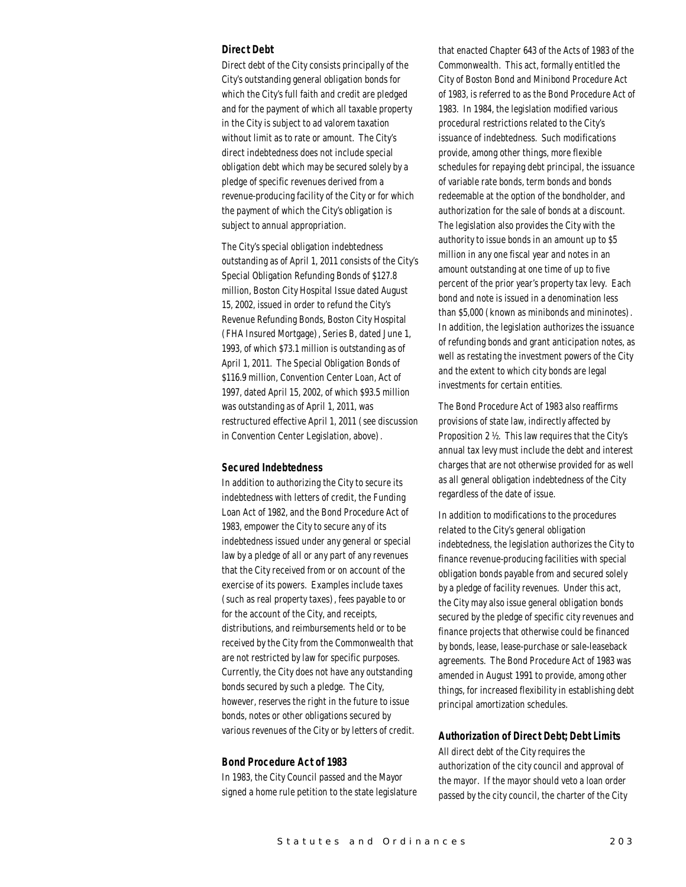### Direct Debt

Direct debt of the City consists principally of the City's outstanding general obligation bonds for which the City's full faith and credit are pledged and for the payment of which all taxable property in the City is subject to ad valorem taxation without limit as to rate or amount. The City's direct indebtedness does not include special obligation debt which may be secured solely by a pledge of specific revenues derived from a revenue-producing facility of the City or for which the payment of which the City's obligation is subject to annual appropriation.

The City's special obligation indebtedness outstanding as of April 1, 2011 consists of the City's Special Obligation Refunding Bonds of $127.8 million, Boston City Hospital Issue dated August 15, 2002, issued in order to refund the City's Revenue Refunding Bonds, Boston City Hospital (FHA Insured Mortgage), Series B, dated June 1, 1993, of which $73.1 million is outstanding as of April 1, 2011. The Special Obligation Bonds of $116.9 million, Convention Center Loan, Act of 1997, dated April 15, 2002, of which $93.5 million was outstanding as of April 1, 2011, was restructured effective April 1, 2011 (see discussion in Convention Center Legislation, above).

### Secured Indebtedness

In addition to authorizing the City to secure its indebtedness with letters of credit, the Funding Loan Act of 1982, and the Bond Procedure Act of 1983, empower the City to secure any of its indebtedness issued under any general or special law by a pledge of all or any part of any revenues that the City received from or on account of the exercise of its powers. Examples include taxes (such as real property taxes), fees payable to or for the account of the City, and receipts, distributions, and reimbursements held or to be received by the City from the Commonwealth that are not restricted by law for specific purposes. Currently, the City does not have any outstanding bonds secured by such a pledge. The City, however, reserves the right in the future to issue bonds, notes or other obligations secured by various revenues of the City or by letters of credit.

### Bond Procedure Act of 1983

In 1983, the City Council passed and the Mayor signed a home rule petition to the state legislature that enacted Chapter 643 of the Acts of 1983 of the Commonwealth. This act, formally entitled the City of Boston Bond and Minibond Procedure Act of 1983, is referred to as the Bond Procedure Act of 1983. In 1984, the legislation modified various procedural restrictions related to the City's issuance of indebtedness. Such modifications provide, among other things, more flexible schedules for repaying debt principal, the issuance of variable rate bonds, term bonds and bonds redeemable at the option of the bondholder, and authorization for the sale of bonds at a discount. The legislation also provides the City with the authority to issue bonds in an amount up to $5 million in any one fiscal year and notes in an amount outstanding at one time of up to five percent of the prior year's property tax levy. Each bond and note is issued in a denomination less than $5,000 (known as minibonds and mininotes). In addition, the legislation authorizes the issuance of refunding bonds and grant anticipation notes, as well as restating the investment powers of the City and the extent to which city bonds are legal investments for certain entities.

The Bond Procedure Act of 1983 also reaffirms provisions of state law, indirectly affected by Proposition 2 ½. This law requires that the City's annual tax levy must include the debt and interest charges that are not otherwise provided for as well as all general obligation indebtedness of the City regardless of the date of issue.

In addition to modifications to the procedures related to the City's general obligation indebtedness, the legislation authorizes the City to finance revenue-producing facilities with special obligation bonds payable from and secured solely by a pledge of facility revenues. Under this act, the City may also issue general obligation bonds secured by the pledge of specific city revenues and finance projects that otherwise could be financed by bonds, lease, lease-purchase or sale-leaseback agreements. The Bond Procedure Act of 1983 was amended in August 1991 to provide, among other things, for increased flexibility in establishing debt principal amortization schedules.

### Authorization of Direct Debt; Debt Limits

All direct debt of the City requires the authorization of the city council and approval of the mayor. If the mayor should veto a loan order passed by the city council, the charter of the City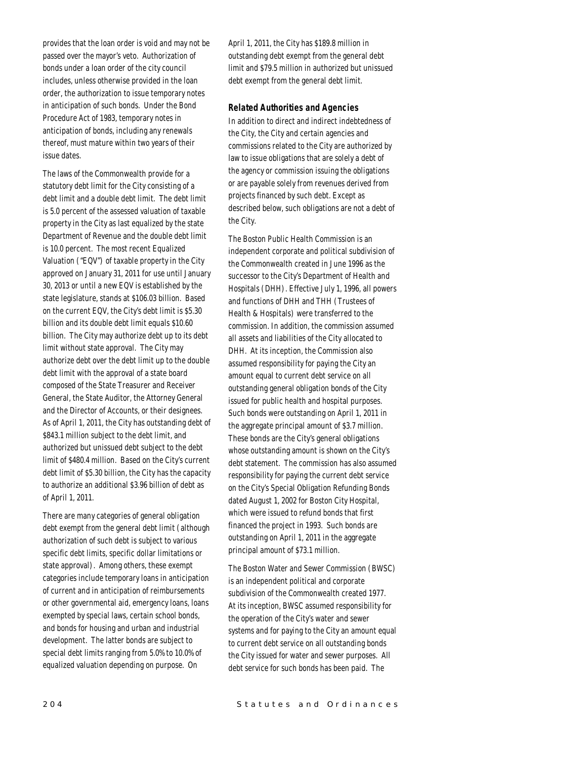provides that the loan order is void and may not be passed over the mayor's veto. Authorization of bonds under a loan order of the city council includes, unless otherwise provided in the loan order, the authorization to issue temporary notes in anticipation of such bonds. Under the Bond Procedure Act of 1983, temporary notes in anticipation of bonds, including any renewals thereof, must mature within two years of their issue dates.

The laws of the Commonwealth provide for a statutory debt limit for the City consisting of a debt limit and a double debt limit. The debt limit is 5.0 percent of the assessed valuation of taxable property in the City as last equalized by the state Department of Revenue and the double debt limit is 10.0 percent. The most recent Equalized Valuation ("EQV") of taxable property in the City approved on January 31, 2011 for use until January 30, 2013 or until a new EQV is established by the state legislature, stands at \$106.03 billion. Based on the current EQV, the City's debt limit is \$5.30 billion and its double debt limit equals \$10.60 billion. The City may authorize debt up to its debt limit without state approval. The City may authorize debt over the debt limit up to the double debt limit with the approval of a state board composed of the State Treasurer and Receiver General, the State Auditor, the Attorney General and the Director of Accounts, or their designees. As of April 1, 2011, the City has outstanding debt of \$843.1 million subject to the debt limit, and authorized but unissued debt subject to the debt limit of \$480.4 million. Based on the City's current debt limit of \$5.30 billion, the City has the capacity to authorize an additional \$3.96 billion of debt as of April 1, 2011.

There are many categories of general obligation debt exempt from the general debt limit (although authorization of such debt is subject to various specific debt limits, specific dollar limitations or state approval). Among others, these exempt categories include temporary loans in anticipation of current and in anticipation of reimbursements or other governmental aid, emergency loans, loans exempted by special laws, certain school bonds, and bonds for housing and urban and industrial development. The latter bonds are subject to special debt limits ranging from 5.0% to 10.0% of equalized valuation depending on purpose. On April 1, 2011, the City has \$189.8 million in outstanding debt exempt from the general debt limit and \$79.5 million in authorized but unissued debt exempt from the general debt limit.

### Related Authorities and Agencies

In addition to direct and indirect indebtedness of the City, the City and certain agencies and commissions related to the City are authorized by law to issue obligations that are solely a debt of the agency or commission issuing the obligations or are payable solely from revenues derived from projects financed by such debt. Except as described below, such obligations are not a debt of the City.

The Boston Public Health Commission is an independent corporate and political subdivision of the Commonwealth created in June 1996 as the successor to the City's Department of Health and Hospitals (DHH). Effective July 1, 1996, all powers and functions of DHH and THH (Trustees of Health & Hospitals) were transferred to the commission. In addition, the commission assumed all assets and liabilities of the City allocated to DHH. At its inception, the Commission also assumed responsibility for paying the City an amount equal to current debt service on all outstanding general obligation bonds of the City issued for public health and hospital purposes. Such bonds were outstanding on April 1, 2011 in the aggregate principal amount of \$3.7 million. These bonds are the City's general obligations whose outstanding amount is shown on the City's debt statement. The commission has also assumed responsibility for paying the current debt service on the City's Special Obligation Refunding Bonds dated August 1, 2002 for Boston City Hospital, which were issued to refund bonds that first financed the project in 1993. Such bonds are outstanding on April 1, 2011 in the aggregate principal amount of \$73.1 million.

The Boston Water and Sewer Commission (BWSC) is an independent political and corporate subdivision of the Commonwealth created 1977. At its inception, BWSC assumed responsibility for the operation of the City's water and sewer systems and for paying to the City an amount equal to current debt service on all outstanding bonds the City issued for water and sewer purposes. All debt service for such bonds has been paid. The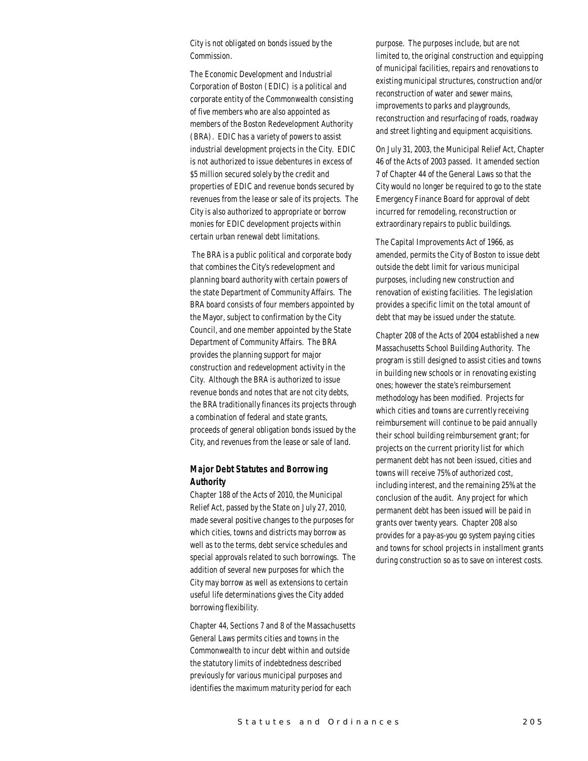City is not obligated on bonds issued by the Commission.

The Economic Development and Industrial Corporation of Boston (EDIC) is a political and corporate entity of the Commonwealth consisting of five members who are also appointed as members of the Boston Redevelopment Authority (BRA). EDIC has a variety of powers to assist industrial development projects in the City. EDIC is not authorized to issue debentures in excess of $5 million secured solely by the credit and properties of EDIC and revenue bonds secured by revenues from the lease or sale of its projects. The City is also authorized to appropriate or borrow monies for EDIC development projects within certain urban renewal debt limitations.

The BRA is a public political and corporate body that combines the City's redevelopment and planning board authority with certain powers of the state Department of Community Affairs. The BRA board consists of four members appointed by the Mayor, subject to confirmation by the City Council, and one member appointed by the State Department of Community Affairs. The BRA provides the planning support for major construction and redevelopment activity in the City. Although the BRA is authorized to issue revenue bonds and notes that are not city debts, the BRA traditionally finances its projects through a combination of federal and state grants, proceeds of general obligation bonds issued by the City, and revenues from the lease or sale of land.

### Major Debt Statutes and Borrowing Authority

Chapter 188 of the Acts of 2010, the Municipal Relief Act, passed by the State on July 27, 2010, made several positive changes to the purposes for which cities, towns and districts may borrow as well as to the terms, debt service schedules and special approvals related to such borrowings. The addition of several new purposes for which the City may borrow as well as extensions to certain useful life determinations gives the City added borrowing flexibility.

Chapter 44, Sections 7 and 8 of the Massachusetts General Laws permits cities and towns in the Commonwealth to incur debt within and outside the statutory limits of indebtedness described previously for various municipal purposes and identifies the maximum maturity period for each purpose. The purposes include, but are not limited to, the original construction and equipping of municipal facilities, repairs and renovations to existing municipal structures, construction and/or reconstruction of water and sewer mains, improvements to parks and playgrounds, reconstruction and resurfacing of roads, roadway and street lighting and equipment acquisitions.

On July 31, 2003, the Municipal Relief Act, Chapter 46 of the Acts of 2003 passed. It amended section 7 of Chapter 44 of the General Laws so that the City would no longer be required to go to the state Emergency Finance Board for approval of debt incurred for remodeling, reconstruction or extraordinary repairs to public buildings.

The Capital Improvements Act of 1966, as amended, permits the City of Boston to issue debt outside the debt limit for various municipal purposes, including new construction and renovation of existing facilities. The legislation provides a specific limit on the total amount of debt that may be issued under the statute.

Chapter 208 of the Acts of 2004 established a new Massachusetts School Building Authority. The program is still designed to assist cities and towns in building new schools or in renovating existing ones; however the state's reimbursement methodology has been modified. Projects for which cities and towns are currently receiving reimbursement will continue to be paid annually their school building reimbursement grant; for projects on the current priority list for which permanent debt has not been issued, cities and towns will receive 75% of authorized cost, including interest, and the remaining 25% at the conclusion of the audit. Any project for which permanent debt has been issued will be paid in grants over twenty years. Chapter 208 also provides for a pay-as-you go system paying cities and towns for school projects in installment grants during construction so as to save on interest costs.